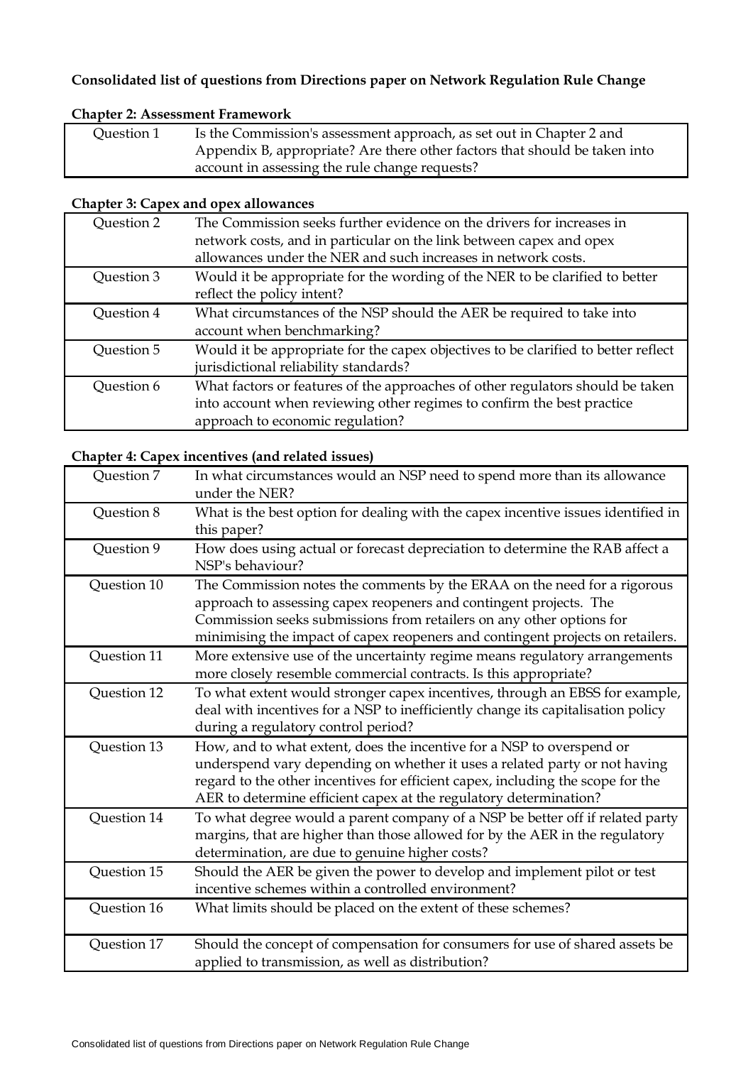**Consolidated list of questions from Directions paper on Network Regulation Rule Change**

**Chapter 2: Assessment Framework**

| | |
|---|---|
| Question 1 | Is the Commission's assessment approach, as set out in Chapter 2 and Appendix B, appropriate? Are there other factors that should be taken into account in assessing the rule change requests? |

**Chapter 3: Capex and opex allowances**

| | |
|---|---|
| Question 2 | The Commission seeks further evidence on the drivers for increases in network costs, and in particular on the link between capex and opex allowances under the NER and such increases in network costs. |
| Question 3 | Would it be appropriate for the wording of the NER to be clarified to better reflect the policy intent? |
| Question 4 | What circumstances of the NSP should the AER be required to take into account when benchmarking? |
| Question 5 | Would it be appropriate for the capex objectives to be clarified to better reflect jurisdictional reliability standards? |
| Question 6 | What factors or features of the approaches of other regulators should be taken into account when reviewing other regimes to confirm the best practice approach to economic regulation? |

**Chapter 4: Capex incentives (and related issues)**

| | |
|---|---|
| Question 7 | In what circumstances would an NSP need to spend more than its allowance under the NER? |
| Question 8 | What is the best option for dealing with the capex incentive issues identified in this paper? |
| Question 9 | How does using actual or forecast depreciation to determine the RAB affect a NSP's behaviour? |
| Question 10 | The Commission notes the comments by the ERAA on the need for a rigorous approach to assessing capex reopeners and contingent projects. The Commission seeks submissions from retailers on any other options for minimising the impact of capex reopeners and contingent projects on retailers. |
| Question 11 | More extensive use of the uncertainty regime means regulatory arrangements more closely resemble commercial contracts. Is this appropriate? |
| Question 12 | To what extent would stronger capex incentives, through an EBSS for example, deal with incentives for a NSP to inefficiently change its capitalisation policy during a regulatory control period? |
| Question 13 | How, and to what extent, does the incentive for a NSP to overspend or underspend vary depending on whether it uses a related party or not having regard to the other incentives for efficient capex, including the scope for the AER to determine efficient capex at the regulatory determination? |
| Question 14 | To what degree would a parent company of a NSP be better off if related party margins, that are higher than those allowed for by the AER in the regulatory determination, are due to genuine higher costs? |
| Question 15 | Should the AER be given the power to develop and implement pilot or test incentive schemes within a controlled environment? |
| Question 16 | What limits should be placed on the extent of these schemes? |
| Question 17 | Should the concept of compensation for consumers for use of shared assets be applied to transmission, as well as distribution? |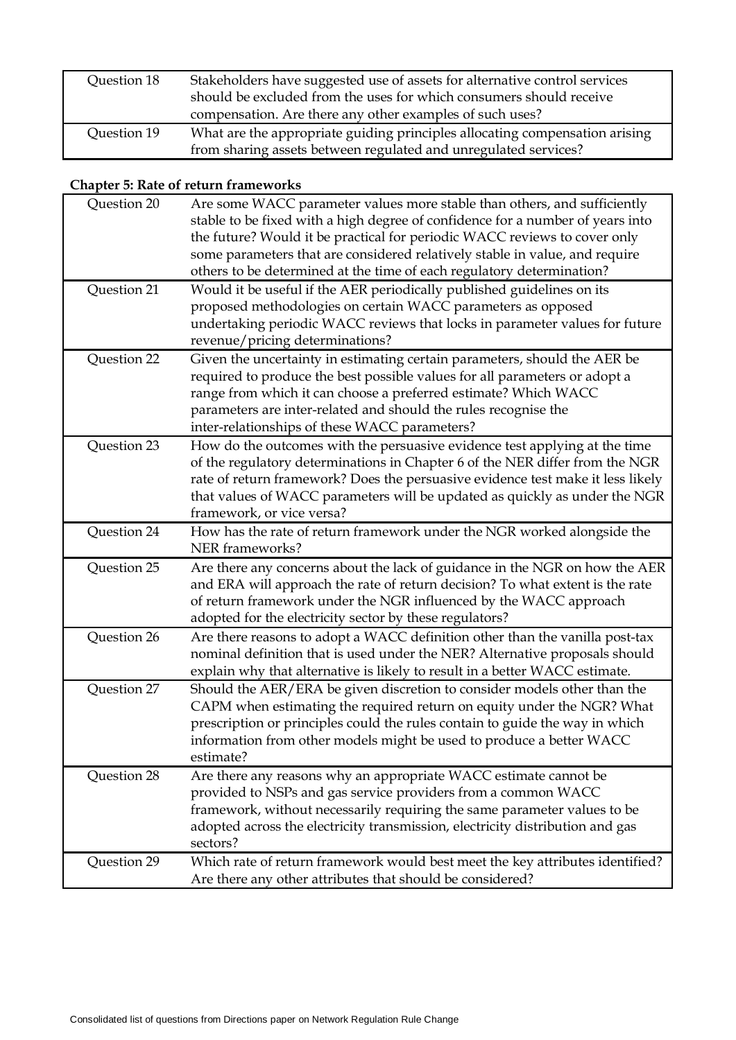| | |
|---|---|
| Question 18 | Stakeholders have suggested use of assets for alternative control services should be excluded from the uses for which consumers should receive compensation. Are there any other examples of such uses? |
| Question 19 | What are the appropriate guiding principles allocating compensation arising from sharing assets between regulated and unregulated services? |

**Chapter 5: Rate of return frameworks**

| | |
|---|---|
| Question 20 | Are some WACC parameter values more stable than others, and sufficiently stable to be fixed with a high degree of confidence for a number of years into the future? Would it be practical for periodic WACC reviews to cover only some parameters that are considered relatively stable in value, and require others to be determined at the time of each regulatory determination? |
| Question 21 | Would it be useful if the AER periodically published guidelines on its proposed methodologies on certain WACC parameters as opposed undertaking periodic WACC reviews that locks in parameter values for future revenue/pricing determinations? |
| Question 22 | Given the uncertainty in estimating certain parameters, should the AER be required to produce the best possible values for all parameters or adopt a range from which it can choose a preferred estimate? Which WACC parameters are inter-related and should the rules recognise the inter-relationships of these WACC parameters? |
| Question 23 | How do the outcomes with the persuasive evidence test applying at the time of the regulatory determinations in Chapter 6 of the NER differ from the NGR rate of return framework? Does the persuasive evidence test make it less likely that values of WACC parameters will be updated as quickly as under the NGR framework, or vice versa? |
| Question 24 | How has the rate of return framework under the NGR worked alongside the NER frameworks? |
| Question 25 | Are there any concerns about the lack of guidance in the NGR on how the AER and ERA will approach the rate of return decision? To what extent is the rate of return framework under the NGR influenced by the WACC approach adopted for the electricity sector by these regulators? |
| Question 26 | Are there reasons to adopt a WACC definition other than the vanilla post-tax nominal definition that is used under the NER? Alternative proposals should explain why that alternative is likely to result in a better WACC estimate. |
| Question 27 | Should the AER/ERA be given discretion to consider models other than the CAPM when estimating the required return on equity under the NGR? What prescription or principles could the rules contain to guide the way in which information from other models might be used to produce a better WACC estimate? |
| Question 28 | Are there any reasons why an appropriate WACC estimate cannot be provided to NSPs and gas service providers from a common WACC framework, without necessarily requiring the same parameter values to be adopted across the electricity transmission, electricity distribution and gas sectors? |
| Question 29 | Which rate of return framework would best meet the key attributes identified? Are there any other attributes that should be considered? |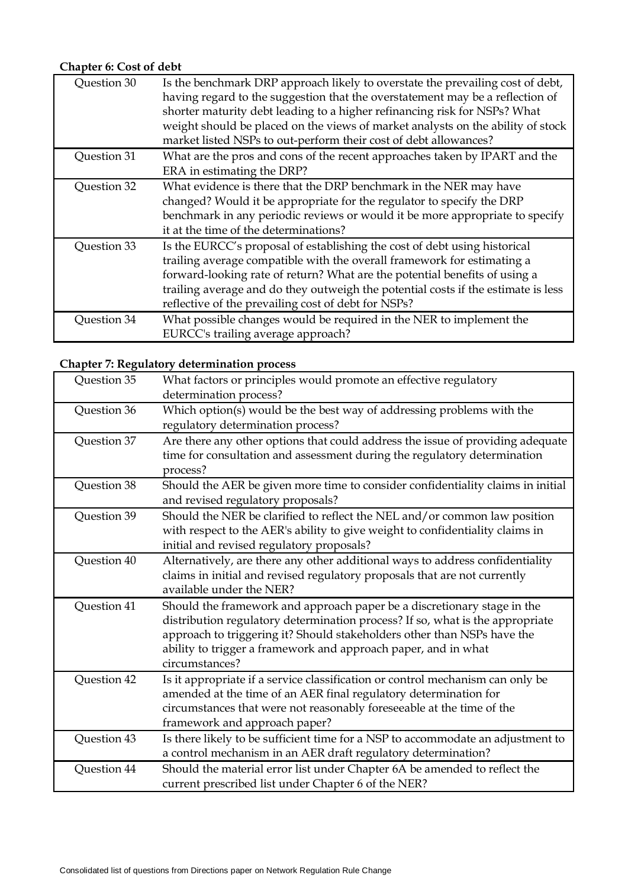**Chapter 6: Cost of debt**

| | |
|---|---|
| Question 30 | Is the benchmark DRP approach likely to overstate the prevailing cost of debt, having regard to the suggestion that the overstatement may be a reflection of shorter maturity debt leading to a higher refinancing risk for NSPs? What weight should be placed on the views of market analysts on the ability of stock market listed NSPs to out-perform their cost of debt allowances? |
| Question 31 | What are the pros and cons of the recent approaches taken by IPART and the ERA in estimating the DRP? |
| Question 32 | What evidence is there that the DRP benchmark in the NER may have changed? Would it be appropriate for the regulator to specify the DRP benchmark in any periodic reviews or would it be more appropriate to specify it at the time of the determinations? |
| Question 33 | Is the EURCC's proposal of establishing the cost of debt using historical trailing average compatible with the overall framework for estimating a forward-looking rate of return? What are the potential benefits of using a trailing average and do they outweigh the potential costs if the estimate is less reflective of the prevailing cost of debt for NSPs? |
| Question 34 | What possible changes would be required in the NER to implement the EURCC's trailing average approach? |

**Chapter 7: Regulatory determination process**

| | |
|---|---|
| Question 35 | What factors or principles would promote an effective regulatory determination process? |
| Question 36 | Which option(s) would be the best way of addressing problems with the regulatory determination process? |
| Question 37 | Are there any other options that could address the issue of providing adequate time for consultation and assessment during the regulatory determination process? |
| Question 38 | Should the AER be given more time to consider confidentiality claims in initial and revised regulatory proposals? |
| Question 39 | Should the NER be clarified to reflect the NEL and/or common law position with respect to the AER's ability to give weight to confidentiality claims in initial and revised regulatory proposals? |
| Question 40 | Alternatively, are there any other additional ways to address confidentiality claims in initial and revised regulatory proposals that are not currently available under the NER? |
| Question 41 | Should the framework and approach paper be a discretionary stage in the distribution regulatory determination process? If so, what is the appropriate approach to triggering it? Should stakeholders other than NSPs have the ability to trigger a framework and approach paper, and in what circumstances? |
| Question 42 | Is it appropriate if a service classification or control mechanism can only be amended at the time of an AER final regulatory determination for circumstances that were not reasonably foreseeable at the time of the framework and approach paper? |
| Question 43 | Is there likely to be sufficient time for a NSP to accommodate an adjustment to a control mechanism in an AER draft regulatory determination? |
| Question 44 | Should the material error list under Chapter 6A be amended to reflect the current prescribed list under Chapter 6 of the NER? |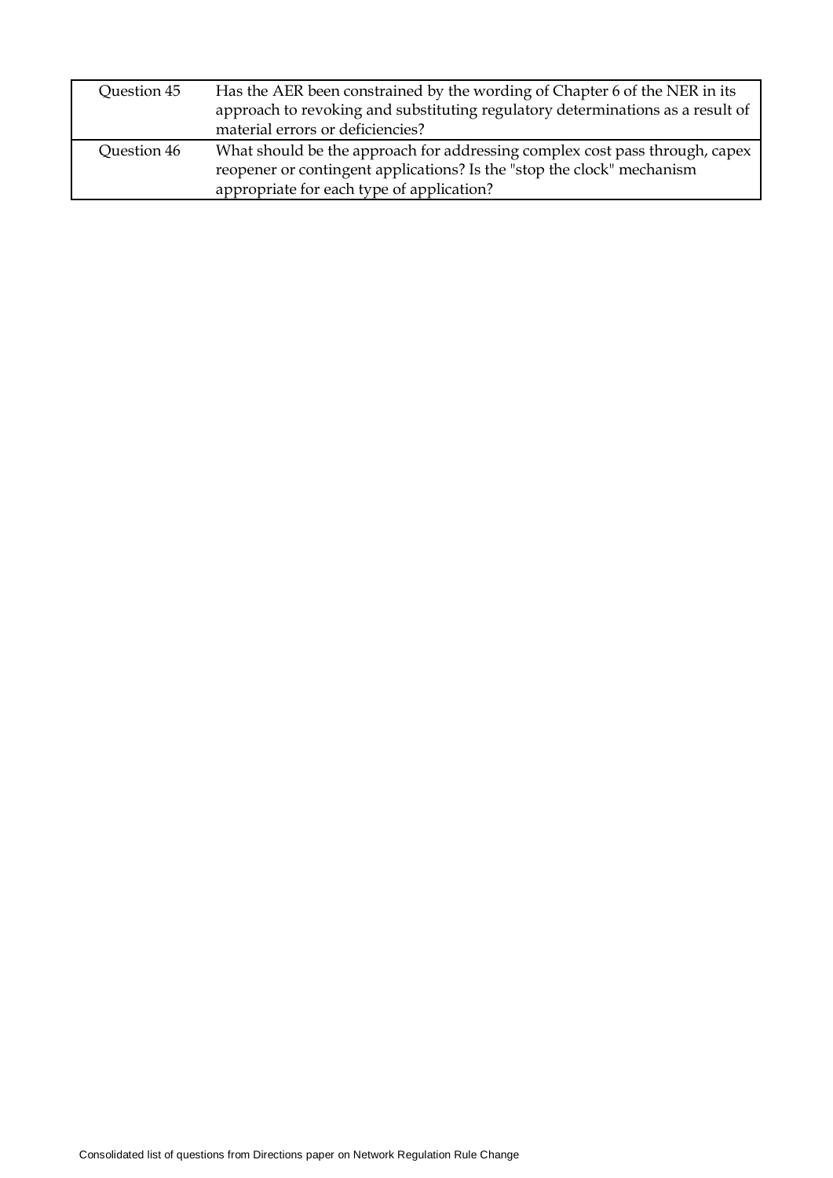| | |
|---|---|
| Question 45 | Has the AER been constrained by the wording of Chapter 6 of the NER in its approach to revoking and substituting regulatory determinations as a result of material errors or deficiencies? |
| Question 46 | What should be the approach for addressing complex cost pass through, capex reopener or contingent applications? Is the "stop the clock" mechanism appropriate for each type of application? |